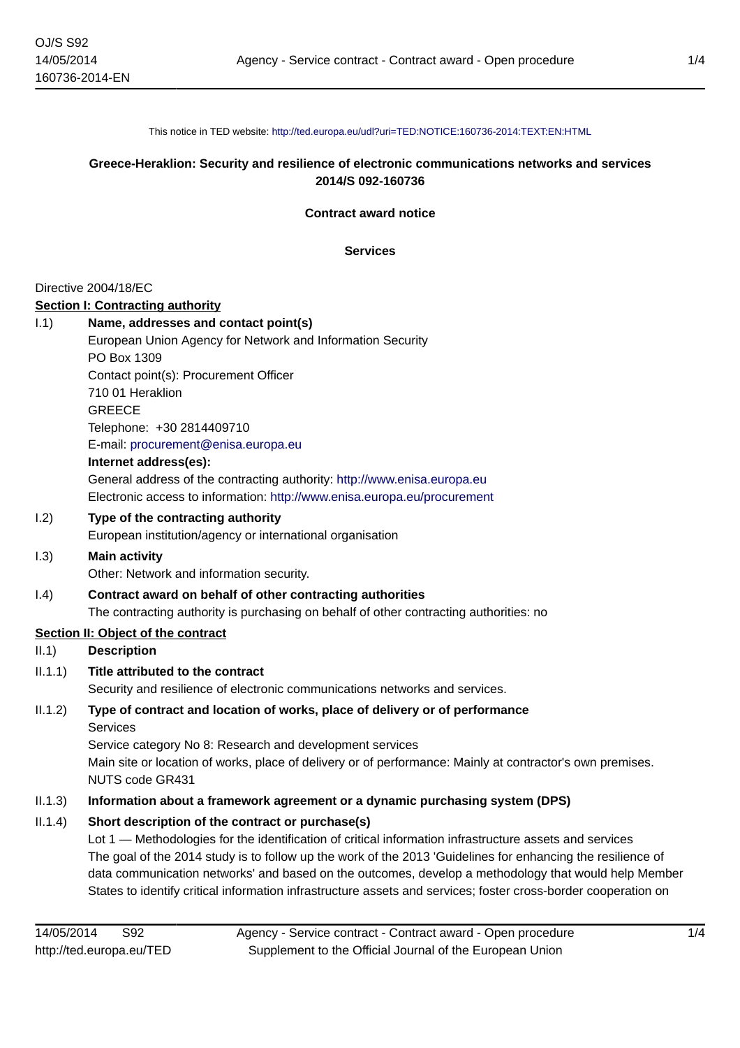This notice in TED website: http://ted.europa.eu/udl?uri=TED:NOTICE:160736-2014:TEXT:EN:HTML

**Greece-Heraklion: Security and resilience of electronic communications networks and services**
**2014/S 092-160736**

**Contract award notice**

**Services**

Directive 2004/18/EC

**Section I: Contracting authority**

I.1) **Name, addresses and contact point(s)**

European Union Agency for Network and Information Security
PO Box 1309
Contact point(s): Procurement Officer
710 01 Heraklion
GREECE
Telephone: +30 2814409710
E-mail: procurement@enisa.europa.eu

**Internet address(es):**

General address of the contracting authority: http://www.enisa.europa.eu
Electronic access to information: http://www.enisa.europa.eu/procurement

I.2) **Type of the contracting authority**

European institution/agency or international organisation

I.3) **Main activity**

Other: Network and information security.

I.4) **Contract award on behalf of other contracting authorities**

The contracting authority is purchasing on behalf of other contracting authorities: no

**Section II: Object of the contract**

II.1) **Description**

II.1.1) **Title attributed to the contract**

Security and resilience of electronic communications networks and services.

II.1.2) **Type of contract and location of works, place of delivery or of performance**

Services
Service category No 8: Research and development services
Main site or location of works, place of delivery or of performance: Mainly at contractor's own premises.
NUTS code GR431

II.1.3) **Information about a framework agreement or a dynamic purchasing system (DPS)**

II.1.4) **Short description of the contract or purchase(s)**

Lot 1 — Methodologies for the identification of critical information infrastructure assets and services
The goal of the 2014 study is to follow up the work of the 2013 'Guidelines for enhancing the resilience of data communication networks' and based on the outcomes, develop a methodology that would help Member States to identify critical information infrastructure assets and services; foster cross-border cooperation on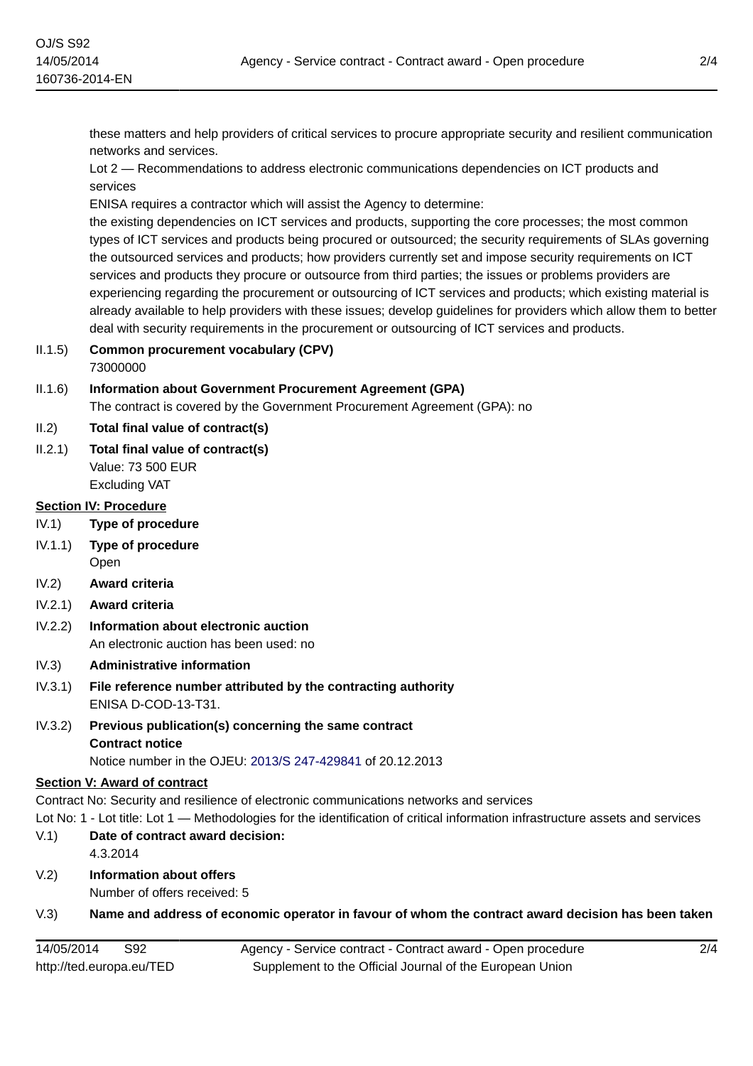these matters and help providers of critical services to procure appropriate security and resilient communication networks and services.

Lot 2 — Recommendations to address electronic communications dependencies on ICT products and services

ENISA requires a contractor which will assist the Agency to determine:

the existing dependencies on ICT services and products, supporting the core processes; the most common types of ICT services and products being procured or outsourced; the security requirements of SLAs governing the outsourced services and products; how providers currently set and impose security requirements on ICT services and products they procure or outsource from third parties; the issues or problems providers are experiencing regarding the procurement or outsourcing of ICT services and products; which existing material is already available to help providers with these issues; develop guidelines for providers which allow them to better deal with security requirements in the procurement or outsourcing of ICT services and products.

II.1.5) **Common procurement vocabulary (CPV)**

73000000

II.1.6) **Information about Government Procurement Agreement (GPA)**

The contract is covered by the Government Procurement Agreement (GPA): no

II.2) **Total final value of contract(s)**

II.2.1) **Total final value of contract(s)**

Value: 73 500 EUR

Excluding VAT

## Section IV: Procedure

IV.1) **Type of procedure**

IV.1.1) **Type of procedure**

Open

IV.2) **Award criteria**

IV.2.1) **Award criteria**

IV.2.2) **Information about electronic auction**

An electronic auction has been used: no

IV.3) **Administrative information**

IV.3.1) **File reference number attributed by the contracting authority**

ENISA D-COD-13-T31.

IV.3.2) **Previous publication(s) concerning the same contract**

**Contract notice**

Notice number in the OJEU: 2013/S 247-429841 of 20.12.2013

## Section V: Award of contract

Contract No: Security and resilience of electronic communications networks and services

Lot No: 1 - Lot title: Lot 1 — Methodologies for the identification of critical information infrastructure assets and services

V.1) **Date of contract award decision:**

4.3.2014

V.2) **Information about offers**

Number of offers received: 5

V.3) **Name and address of economic operator in favour of whom the contract award decision has been taken**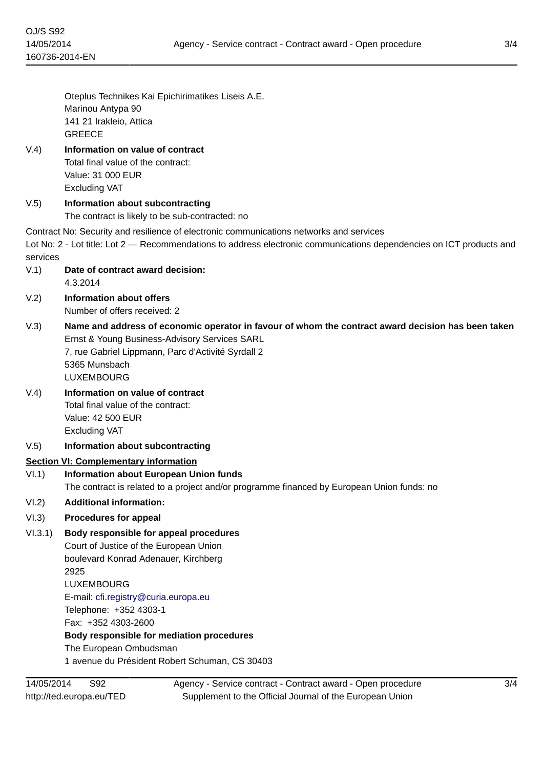Oteplus Technikes Kai Epichirimatikes Liseis A.E.
Marinou Antypa 90
141 21 Irakleio, Attica
GREECE

V.4) **Information on value of contract**
Total final value of the contract:
Value: 31 000 EUR
Excluding VAT

V.5) **Information about subcontracting**
The contract is likely to be sub-contracted: no

Contract No: Security and resilience of electronic communications networks and services
Lot No: 2 - Lot title: Lot 2 — Recommendations to address electronic communications dependencies on ICT products and services

V.1) **Date of contract award decision:**
4.3.2014

V.2) **Information about offers**
Number of offers received: 2

V.3) **Name and address of economic operator in favour of whom the contract award decision has been taken**
Ernst & Young Business-Advisory Services SARL
7, rue Gabriel Lippmann, Parc d'Activité Syrdall 2
5365 Munsbach
LUXEMBOURG

V.4) **Information on value of contract**
Total final value of the contract:
Value: 42 500 EUR
Excluding VAT

V.5) **Information about subcontracting**

**Section VI: Complementary information**

VI.1) **Information about European Union funds**
The contract is related to a project and/or programme financed by European Union funds: no

VI.2) **Additional information:**

VI.3) **Procedures for appeal**

VI.3.1) **Body responsible for appeal procedures**
Court of Justice of the European Union
boulevard Konrad Adenauer, Kirchberg
2925
LUXEMBOURG
E-mail: cfi.registry@curia.europa.eu
Telephone: +352 4303-1
Fax: +352 4303-2600

**Body responsible for mediation procedures**
The European Ombudsman
1 avenue du Président Robert Schuman, CS 30403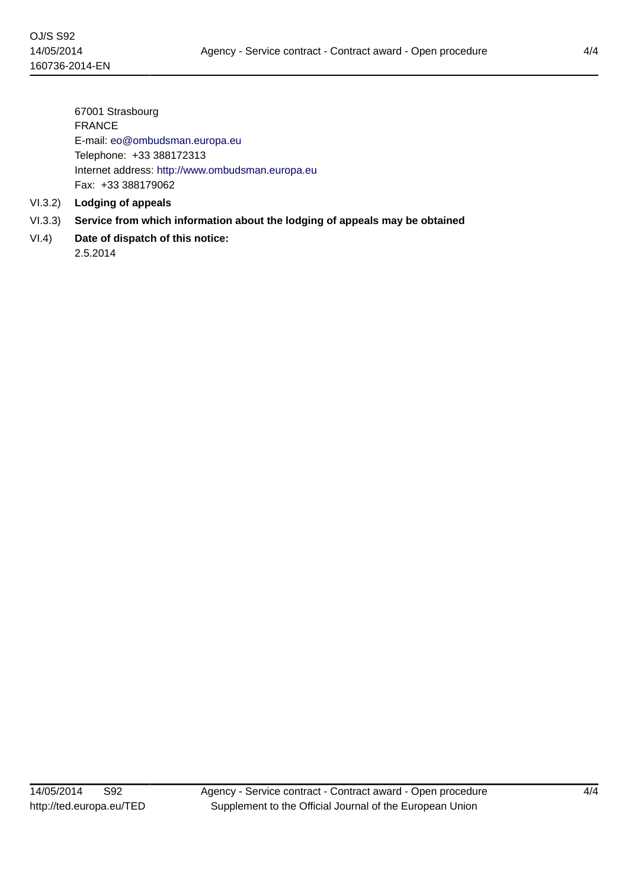67001 Strasbourg
FRANCE
E-mail: eo@ombudsman.europa.eu
Telephone: +33 388172313
Internet address: http://www.ombudsman.europa.eu
Fax: +33 388179062

VI.3.2) **Lodging of appeals**

VI.3.3) **Service from which information about the lodging of appeals may be obtained**

VI.4) **Date of dispatch of this notice:**
2.5.2014